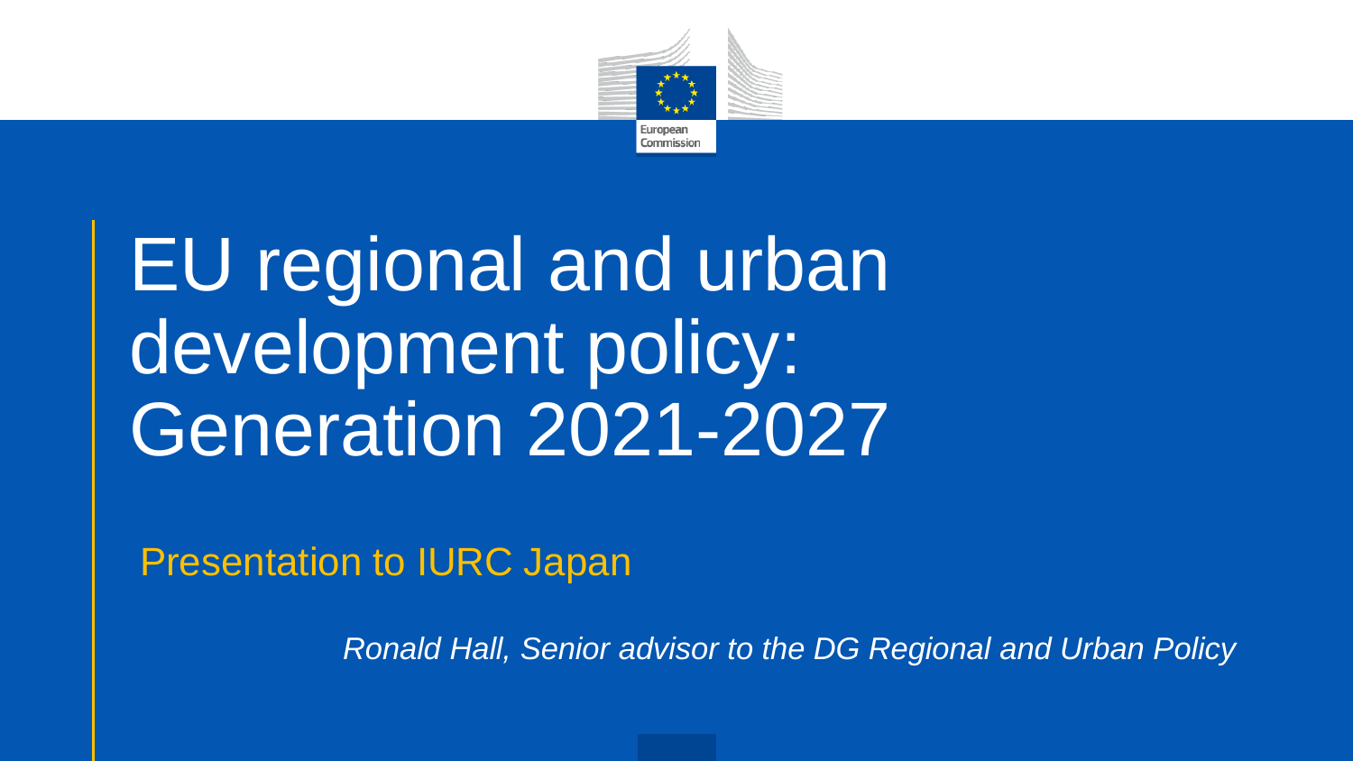European Commission

# EU regional and urban development policy: Generation 2021-2027

Presentation to IURC Japan

*Ronald Hall, Senior advisor to the DG Regional and Urban Policy*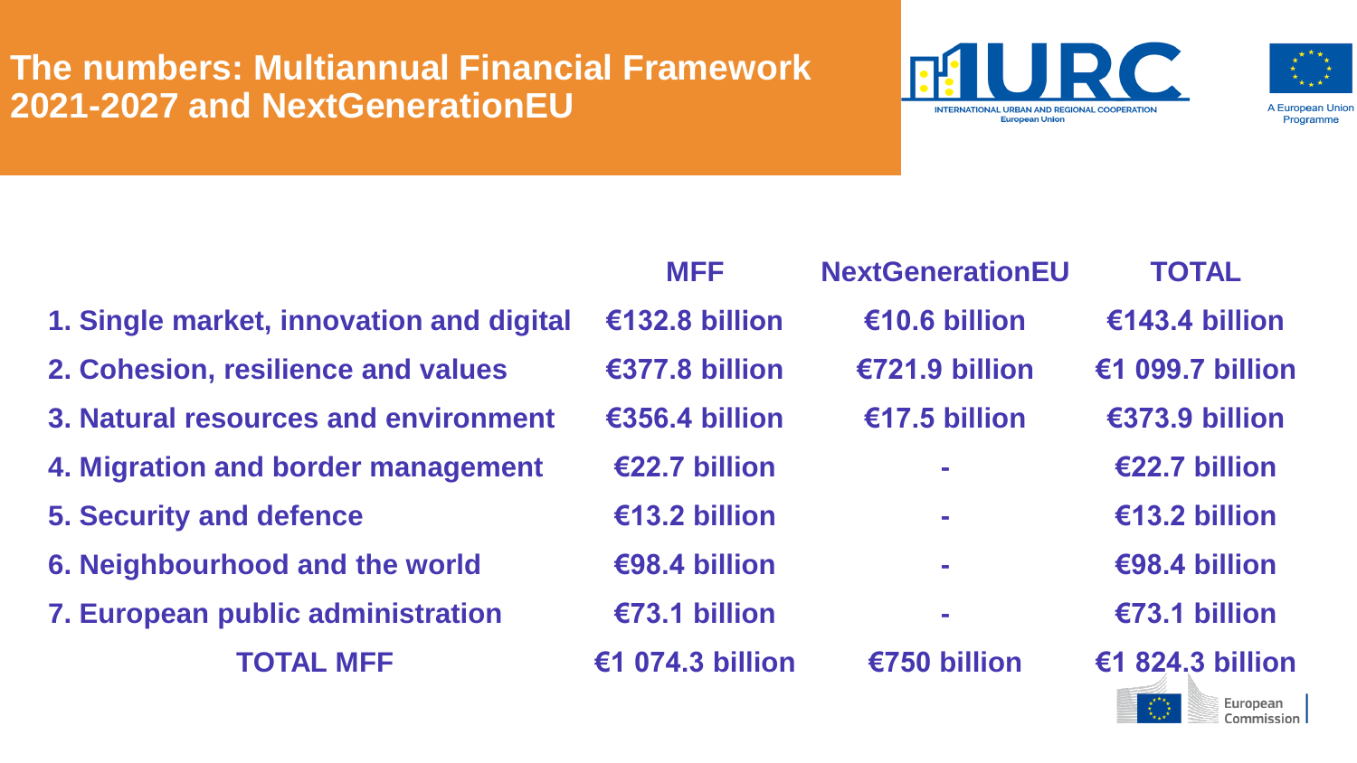# The numbers: Multiannual Financial Framework 2021-2027 and NextGenerationEU

| | MFF | NextGenerationEU | TOTAL |
|---|---|---|---|
| 1. Single market, innovation and digital | €132.8 billion | €10.6 billion | €143.4 billion |
| 2. Cohesion, resilience and values | €377.8 billion | €721.9 billion | €1 099.7 billion |
| 3. Natural resources and environment | €356.4 billion | €17.5 billion | €373.9 billion |
| 4. Migration and border management | €22.7 billion | - | €22.7 billion |
| 5. Security and defence | €13.2 billion | - | €13.2 billion |
| 6. Neighbourhood and the world | €98.4 billion | - | €98.4 billion |
| 7. European public administration | €73.1 billion | - | €73.1 billion |
| TOTAL MFF | €1 074.3 billion | €750 billion | €1 824.3 billion |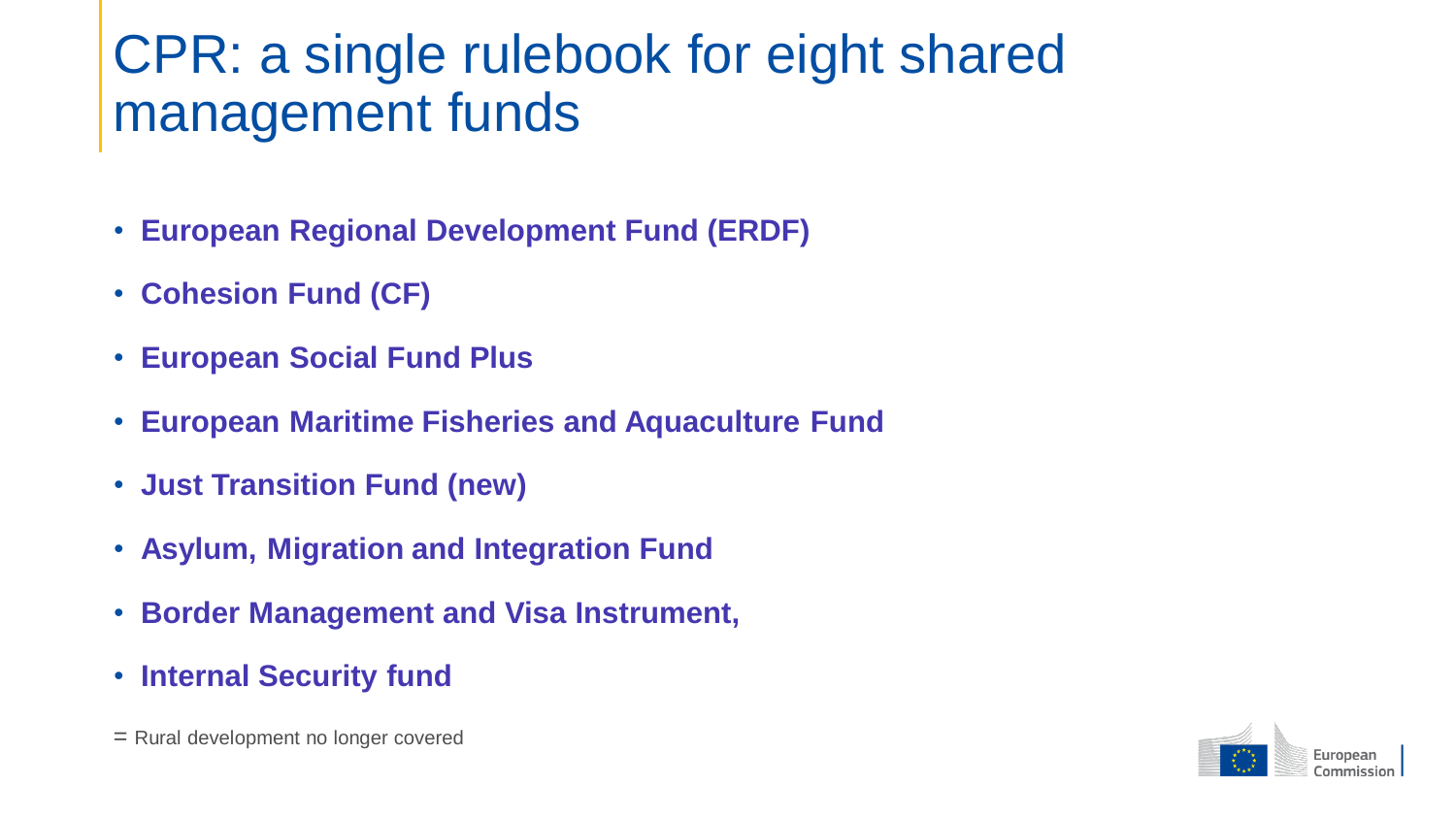# CPR: a single rulebook for eight shared management funds

- **European Regional Development Fund (ERDF)**
- **Cohesion Fund (CF)**
- **European Social Fund Plus**
- **European Maritime Fisheries and Aquaculture Fund**
- **Just Transition Fund (new)**
- **Asylum, Migration and Integration Fund**
- **Border Management and Visa Instrument,**
- **Internal Security fund**

= Rural development no longer covered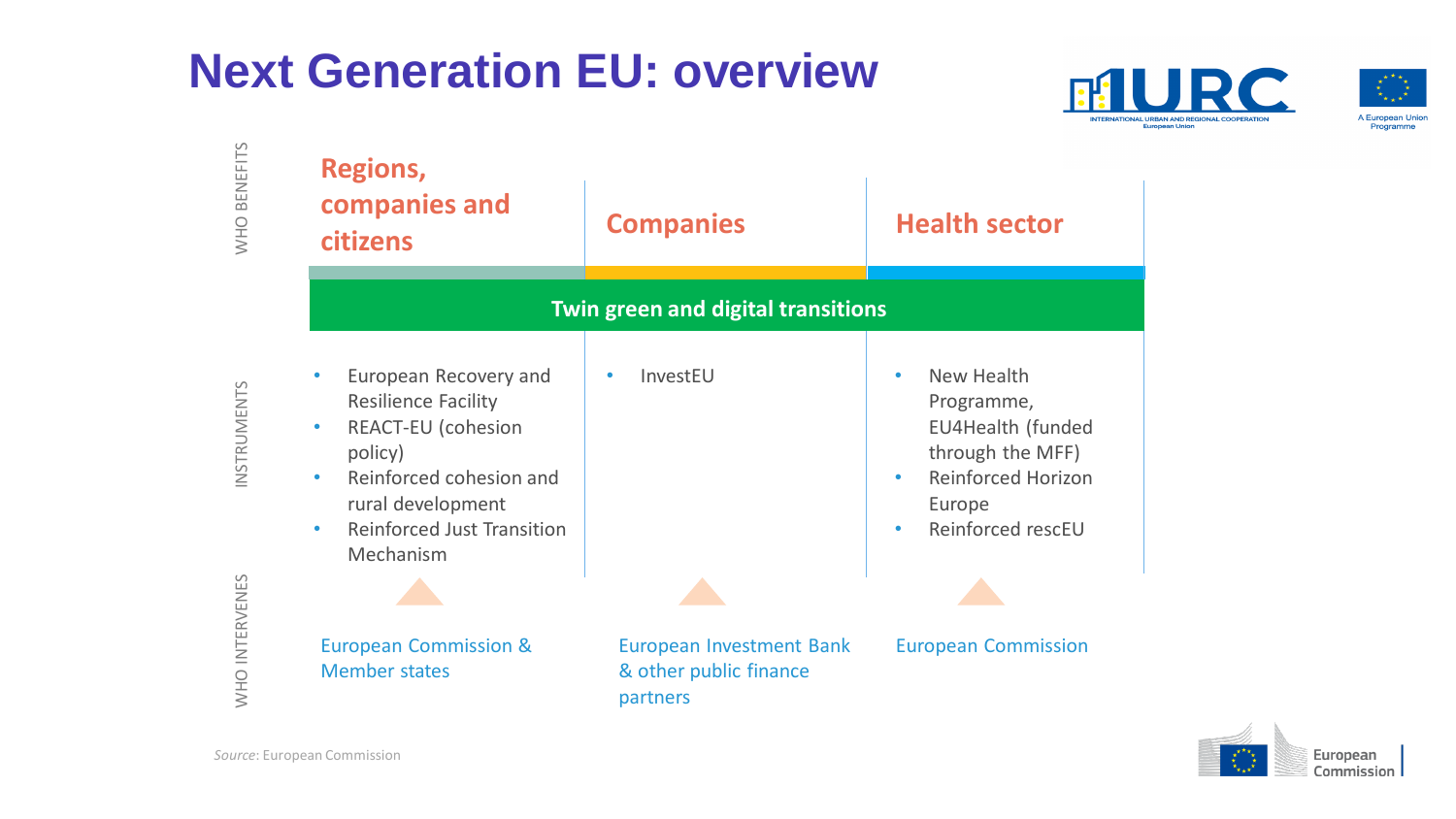# Next Generation EU: overview

| WHO BENEFITS | Regions, companies and citizens | Companies | Health sector |
|---|---|---|---|
| | **Twin green and digital transitions** | | |
| INSTRUMENTS | • European Recovery and Resilience Facility<br>• REACT-EU (cohesion policy)<br>• Reinforced cohesion and rural development<br>• Reinforced Just Transition Mechanism | • InvestEU | • New Health Programme, EU4Health (funded through the MFF)<br>• Reinforced Horizon Europe<br>• Reinforced rescEU |
| WHO INTERVENES | European Commission & Member states | European Investment Bank & other public finance partners | European Commission |

*Source*: European Commission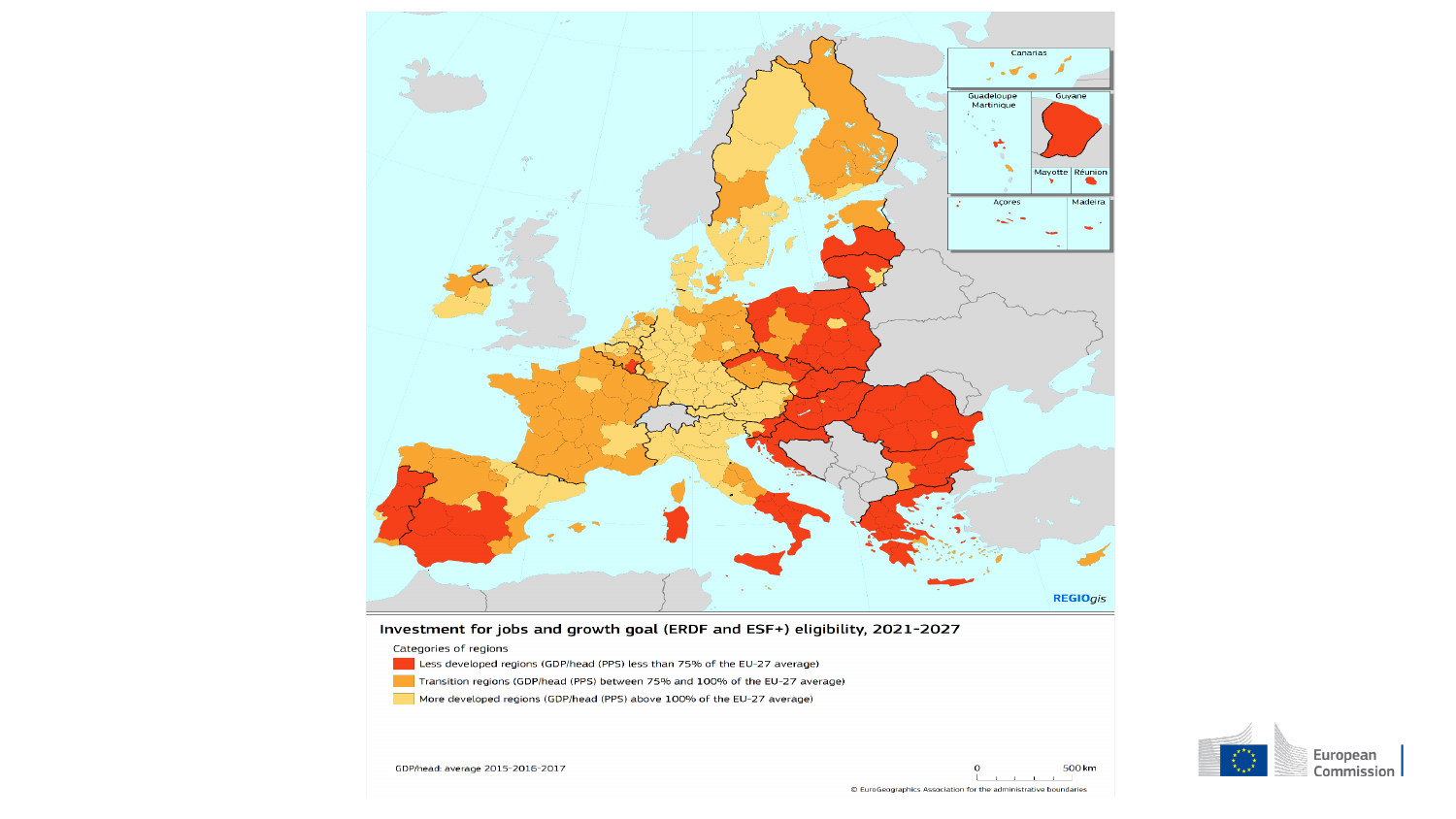Canarias

Guadeloupe
Martinique

Guyane

Mayotte

Réunion

Açores

Madeira

REGIOgis

## Investment for jobs and growth goal (ERDF and ESF+) eligibility, 2021-2027

Categories of regions

- Less developed regions (GDP/head (PPS) less than 75% of the EU-27 average)
- Transition regions (GDP/head (PPS) between 75% and 100% of the EU-27 average)
- More developed regions (GDP/head (PPS) above 100% of the EU-27 average)

GDP/head: average 2015-2016-2017

0 500 km

© EuroGeographics Association for the administrative boundaries

European Commission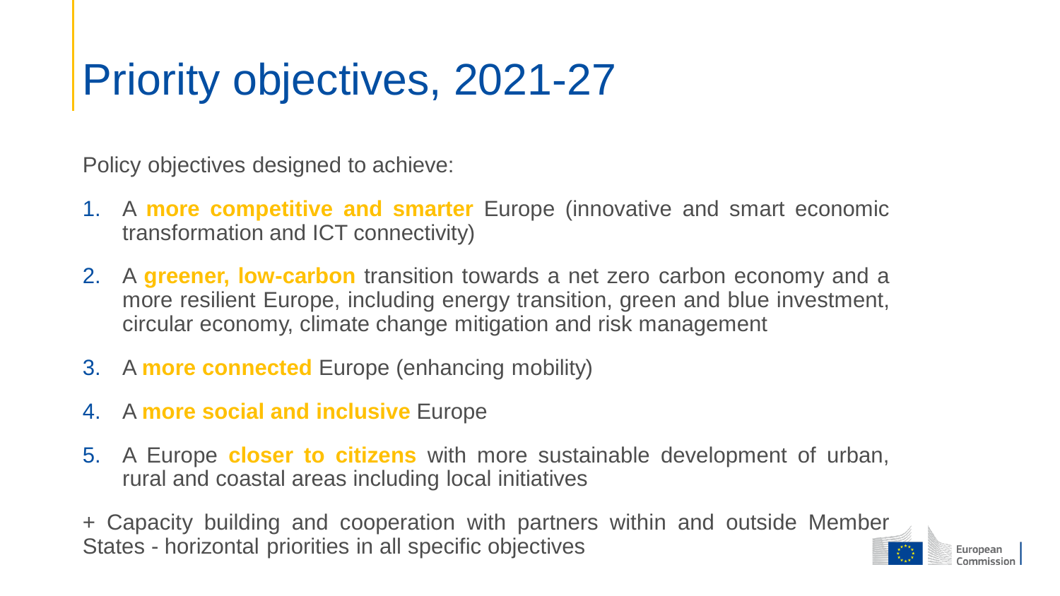# Priority objectives, 2021-27

Policy objectives designed to achieve:

1. A **more competitive and smarter** Europe (innovative and smart economic transformation and ICT connectivity)
2. A **greener, low-carbon** transition towards a net zero carbon economy and a more resilient Europe, including energy transition, green and blue investment, circular economy, climate change mitigation and risk management
3. A **more connected** Europe (enhancing mobility)
4. A **more social and inclusive** Europe
5. A Europe **closer to citizens** with more sustainable development of urban, rural and coastal areas including local initiatives

+ Capacity building and cooperation with partners within and outside Member States - horizontal priorities in all specific objectives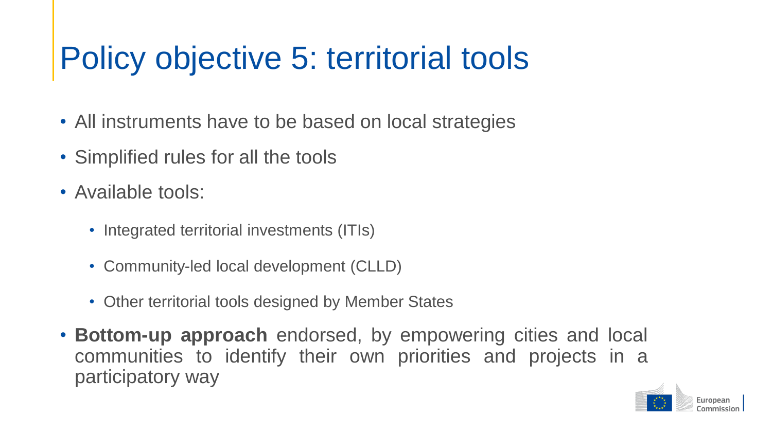# Policy objective 5: territorial tools

- All instruments have to be based on local strategies
- Simplified rules for all the tools
- Available tools:
  - Integrated territorial investments (ITIs)
  - Community-led local development (CLLD)
  - Other territorial tools designed by Member States
- **Bottom-up approach** endorsed, by empowering cities and local communities to identify their own priorities and projects in a participatory way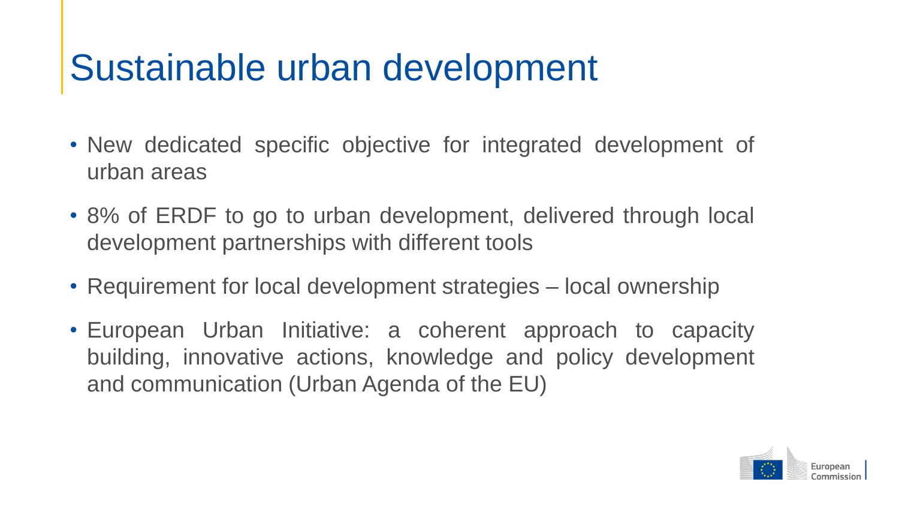# Sustainable urban development

- New dedicated specific objective for integrated development of urban areas
- 8% of ERDF to go to urban development, delivered through local development partnerships with different tools
- Requirement for local development strategies – local ownership
- European Urban Initiative: a coherent approach to capacity building, innovative actions, knowledge and policy development and communication (Urban Agenda of the EU)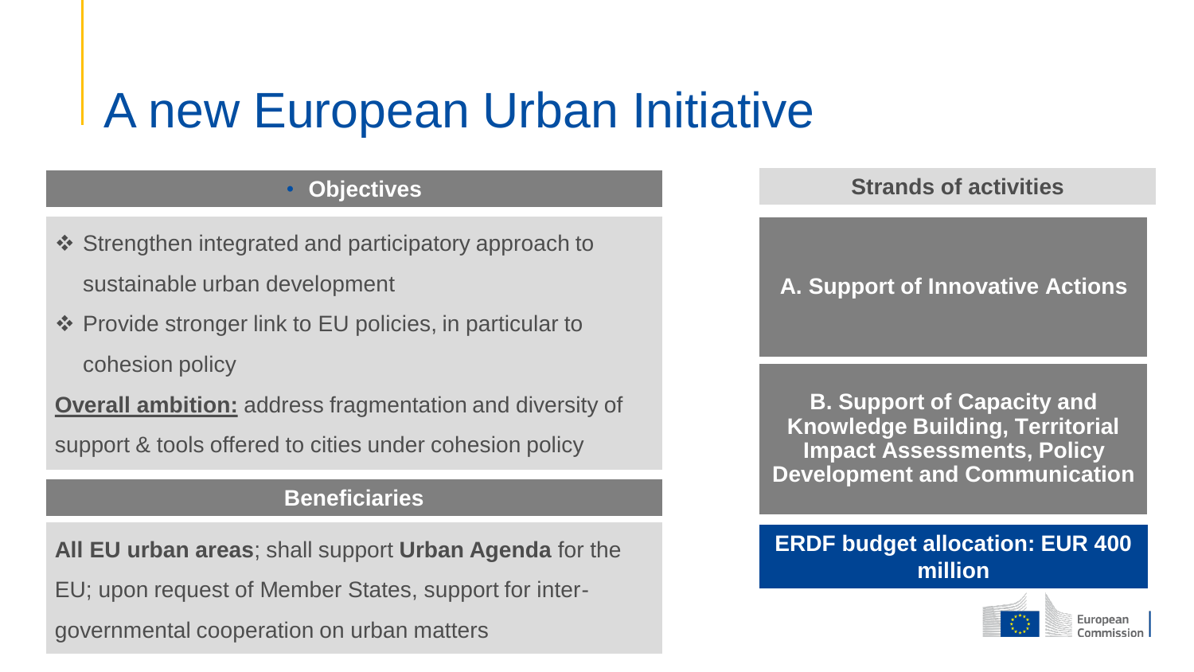# A new European Urban Initiative

## Objectives

- ❖ Strengthen integrated and participatory approach to sustainable urban development
- ❖ Provide stronger link to EU policies, in particular to cohesion policy

**Overall ambition:** address fragmentation and diversity of support & tools offered to cities under cohesion policy

## Beneficiaries

**All EU urban areas**; shall support **Urban Agenda** for the EU; upon request of Member States, support for inter-governmental cooperation on urban matters

## Strands of activities

**A. Support of Innovative Actions**

**B. Support of Capacity and Knowledge Building, Territorial Impact Assessments, Policy Development and Communication**

**ERDF budget allocation: EUR 400 million**

European Commission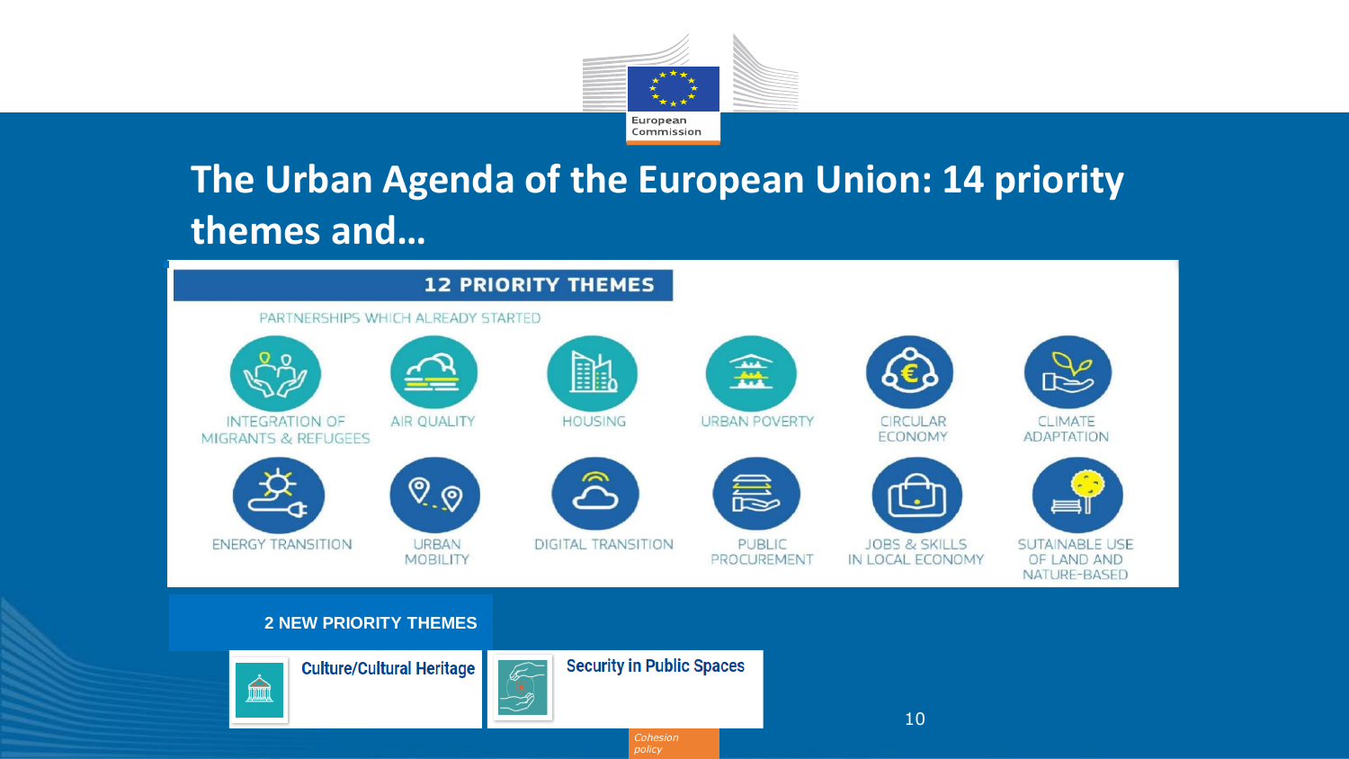# The Urban Agenda of the European Union: 14 priority themes and…

## 12 PRIORITY THEMES

PARTNERSHIPS WHICH ALREADY STARTED

- INTEGRATION OF MIGRANTS & REFUGEES
- AIR QUALITY
- HOUSING
- URBAN POVERTY
- CIRCULAR ECONOMY
- CLIMATE ADAPTATION
- ENERGY TRANSITION
- URBAN MOBILITY
- DIGITAL TRANSITION
- PUBLIC PROCUREMENT
- JOBS & SKILLS IN LOCAL ECONOMY
- SUTAINABLE USE OF LAND AND NATURE-BASED

## 2 NEW PRIORITY THEMES

- Culture/Cultural Heritage
- Security in Public Spaces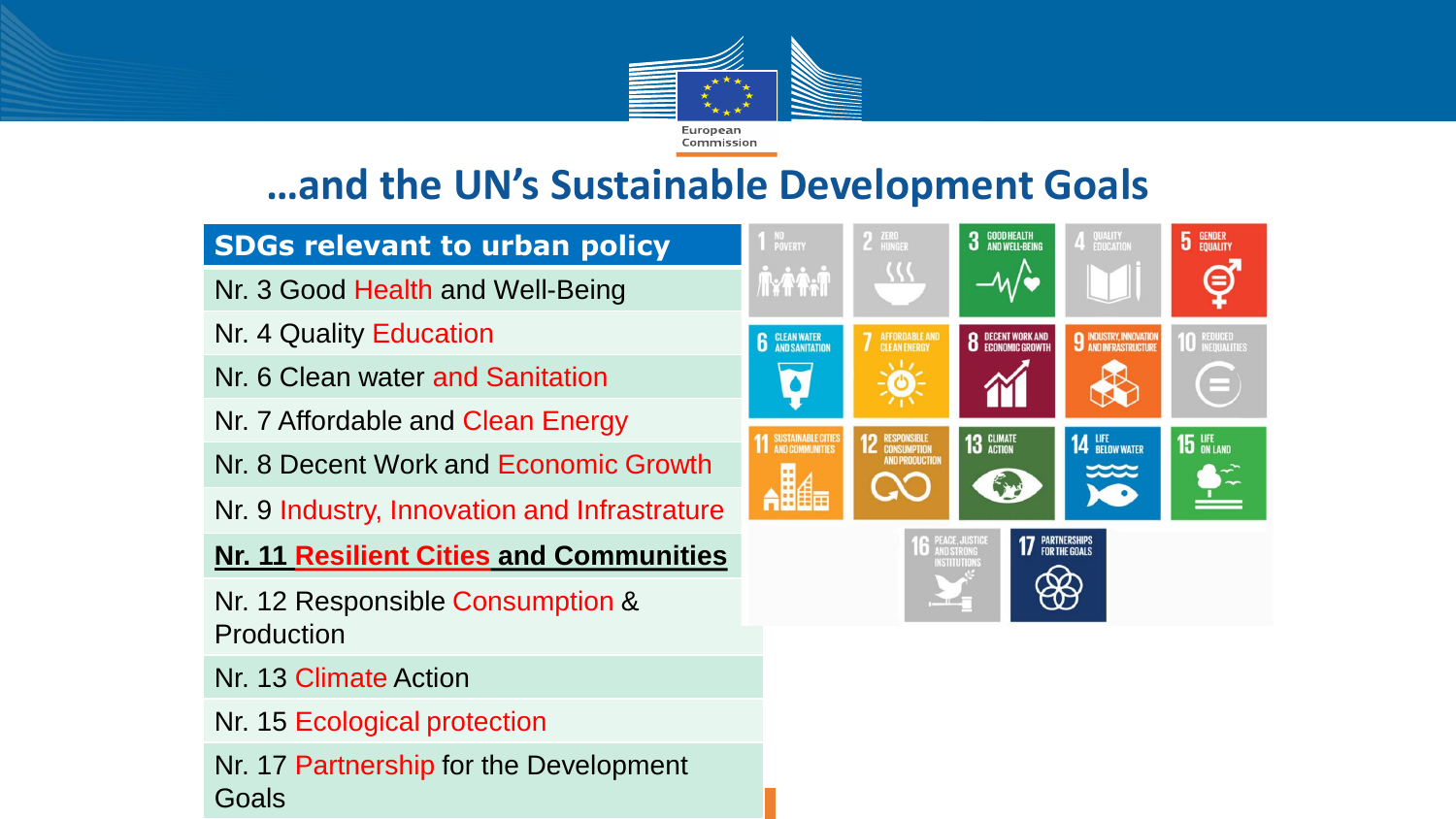## …and the UN's Sustainable Development Goals

| SDGs relevant to urban policy |
|---|
| Nr. 3 Good Health and Well-Being |
| Nr. 4 Quality Education |
| Nr. 6 Clean water and Sanitation |
| Nr. 7 Affordable and Clean Energy |
| Nr. 8 Decent Work and Economic Growth |
| Nr. 9 Industry, Innovation and Infrastrature |
| **Nr. 11 Resilient Cities and Communities** |
| Nr. 12 Responsible Consumption & Production |
| Nr. 13 Climate Action |
| Nr. 15 Ecological protection |
| Nr. 17 Partnership for the Development Goals |

1 NO POVERTY
2 ZERO HUNGER
3 GOOD HEALTH AND WELL-BEING
4 QUALITY EDUCATION
5 GENDER EQUALITY
6 CLEAN WATER AND SANITATION
7 AFFORDABLE AND CLEAN ENERGY
8 DECENT WORK AND ECONOMIC GROWTH
9 INDUSTRY, INNOVATION AND INFRASTRUCTURE
10 REDUCED INEQUALITIES
11 SUSTAINABLE CITIES AND COMMUNITIES
12 RESPONSIBLE CONSUMPTION AND PRODUCTION
13 CLIMATE ACTION
14 LIFE BELOW WATER
15 LIFE ON LAND
16 PEACE, JUSTICE AND STRONG INSTITUTIONS
17 PARTNERSHIPS FOR THE GOALS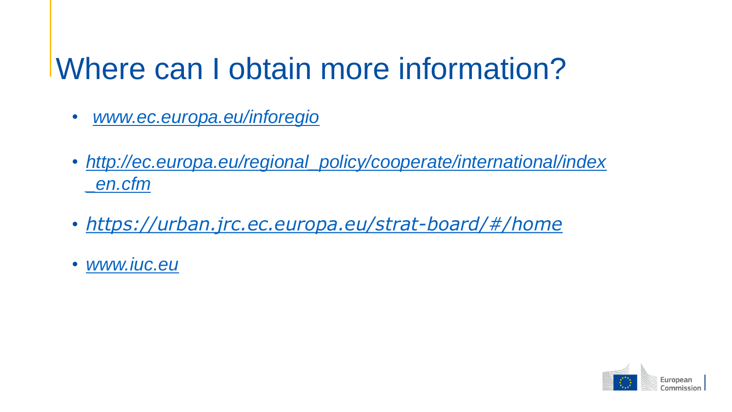# Where can I obtain more information?

- *www.ec.europa.eu/inforegio*
- *http://ec.europa.eu/regional_policy/cooperate/international/index_en.cfm*
- *https://urban.jrc.ec.europa.eu/strat-board/#/home*
- *www.iuc.eu*